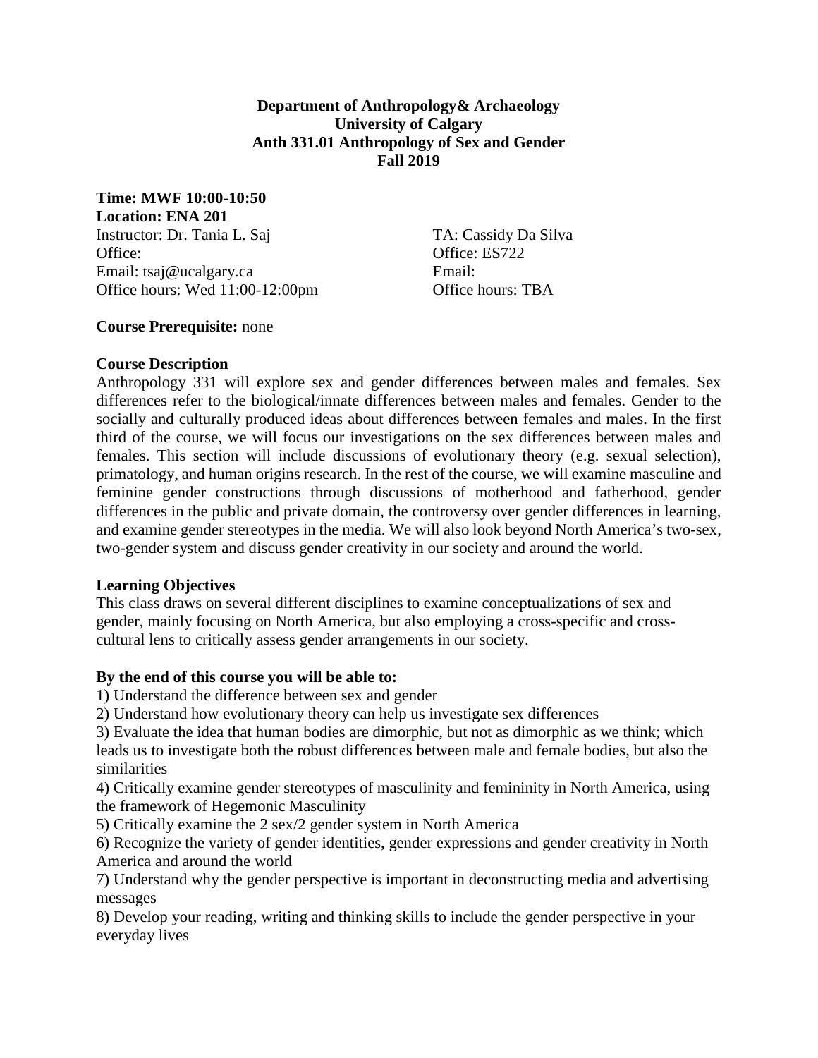**Department of Anthropology& Archaeology**
**University of Calgary**
**Anth 331.01 Anthropology of Sex and Gender**
**Fall 2019**

**Time: MWF 10:00-10:50**
**Location: ENA 201**

Instructor: Dr. Tania L. Saj
Office:
Email: tsaj@ucalgary.ca
Office hours: Wed 11:00-12:00pm

TA: Cassidy Da Silva
Office: ES722
Email:
Office hours: TBA

**Course Prerequisite:** none

**Course Description**

Anthropology 331 will explore sex and gender differences between males and females. Sex differences refer to the biological/innate differences between males and females. Gender to the socially and culturally produced ideas about differences between females and males. In the first third of the course, we will focus our investigations on the sex differences between males and females. This section will include discussions of evolutionary theory (e.g. sexual selection), primatology, and human origins research. In the rest of the course, we will examine masculine and feminine gender constructions through discussions of motherhood and fatherhood, gender differences in the public and private domain, the controversy over gender differences in learning, and examine gender stereotypes in the media. We will also look beyond North America's two-sex, two-gender system and discuss gender creativity in our society and around the world.

**Learning Objectives**

This class draws on several different disciplines to examine conceptualizations of sex and gender, mainly focusing on North America, but also employing a cross-specific and cross-cultural lens to critically assess gender arrangements in our society.

**By the end of this course you will be able to:**

1) Understand the difference between sex and gender
2) Understand how evolutionary theory can help us investigate sex differences
3) Evaluate the idea that human bodies are dimorphic, but not as dimorphic as we think; which leads us to investigate both the robust differences between male and female bodies, but also the similarities
4) Critically examine gender stereotypes of masculinity and femininity in North America, using the framework of Hegemonic Masculinity
5) Critically examine the 2 sex/2 gender system in North America
6) Recognize the variety of gender identities, gender expressions and gender creativity in North America and around the world
7) Understand why the gender perspective is important in deconstructing media and advertising messages
8) Develop your reading, writing and thinking skills to include the gender perspective in your everyday lives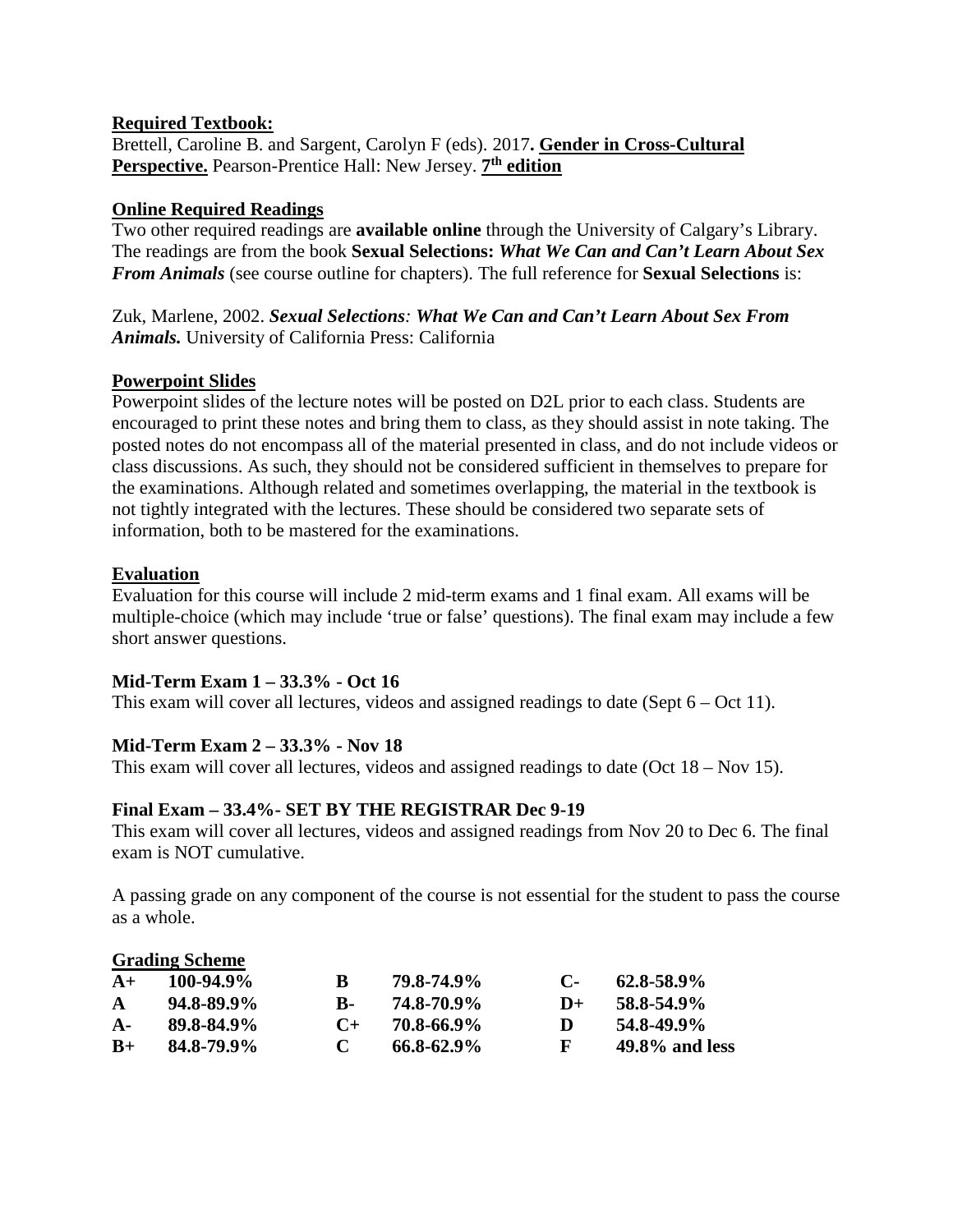**Required Textbook:**

Brettell, Caroline B. and Sargent, Carolyn F (eds). 2017**. Gender in Cross-Cultural Perspective.** Pearson-Prentice Hall: New Jersey. **7th edition**

**Online Required Readings**

Two other required readings are **available online** through the University of Calgary's Library. The readings are from the book **Sexual Selections:** ***What We Can and Can't Learn About Sex From Animals*** (see course outline for chapters). The full reference for **Sexual Selections** is:

Zuk, Marlene, 2002. ***Sexual Selections**: **What We Can and Can't Learn About Sex From Animals.*** University of California Press: California

**Powerpoint Slides**

Powerpoint slides of the lecture notes will be posted on D2L prior to each class. Students are encouraged to print these notes and bring them to class, as they should assist in note taking. The posted notes do not encompass all of the material presented in class, and do not include videos or class discussions. As such, they should not be considered sufficient in themselves to prepare for the examinations. Although related and sometimes overlapping, the material in the textbook is not tightly integrated with the lectures. These should be considered two separate sets of information, both to be mastered for the examinations.

**Evaluation**

Evaluation for this course will include 2 mid-term exams and 1 final exam. All exams will be multiple-choice (which may include 'true or false' questions). The final exam may include a few short answer questions.

**Mid-Term Exam 1 – 33.3% - Oct 16**

This exam will cover all lectures, videos and assigned readings to date (Sept 6 – Oct 11).

**Mid-Term Exam 2 – 33.3% - Nov 18**

This exam will cover all lectures, videos and assigned readings to date (Oct 18 – Nov 15).

**Final Exam – 33.4%- SET BY THE REGISTRAR Dec 9-19**

This exam will cover all lectures, videos and assigned readings from Nov 20 to Dec 6. The final exam is NOT cumulative.

A passing grade on any component of the course is not essential for the student to pass the course as a whole.

**Grading Scheme**

| | | | | | |
|---|---|---|---|---|---|
| **A+** | **100-94.9%** | **B** | **79.8-74.9%** | **C-** | **62.8-58.9%** |
| **A** | **94.8-89.9%** | **B-** | **74.8-70.9%** | **D+** | **58.8-54.9%** |
| **A-** | **89.8-84.9%** | **C+** | **70.8-66.9%** | **D** | **54.8-49.9%** |
| **B+** | **84.8-79.9%** | **C** | **66.8-62.9%** | **F** | **49.8% and less** |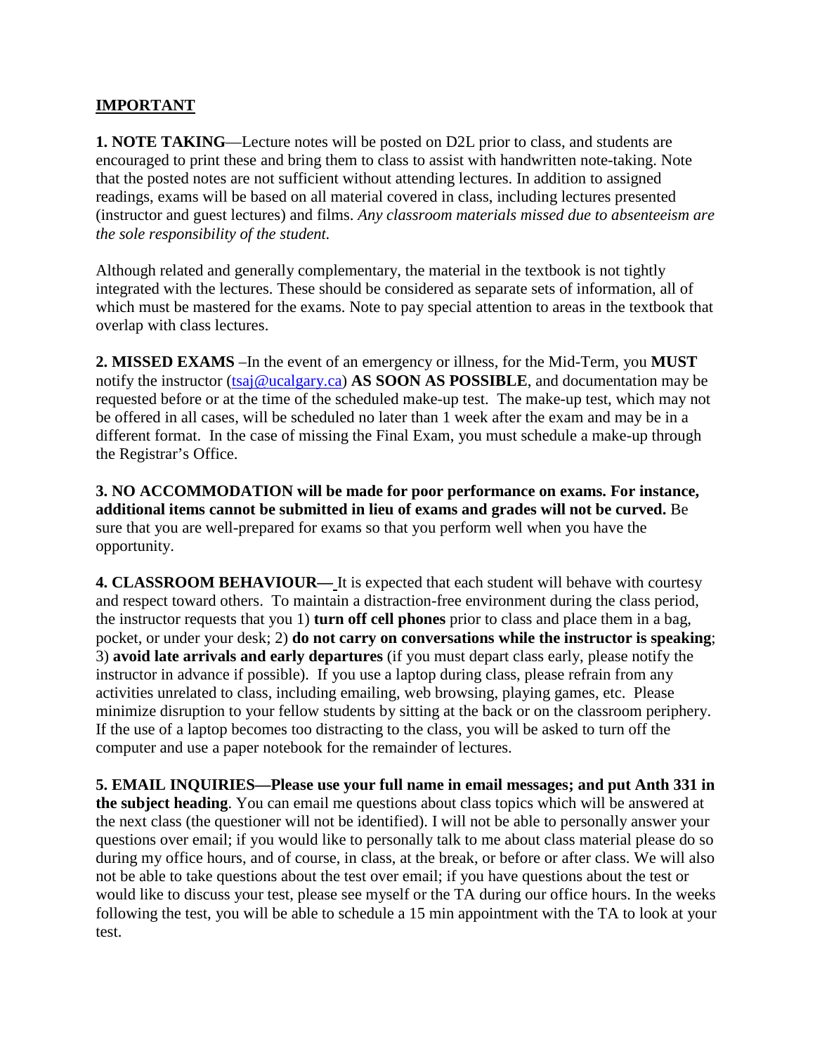**IMPORTANT**

**1. NOTE TAKING**—Lecture notes will be posted on D2L prior to class, and students are encouraged to print these and bring them to class to assist with handwritten note-taking. Note that the posted notes are not sufficient without attending lectures. In addition to assigned readings, exams will be based on all material covered in class, including lectures presented (instructor and guest lectures) and films. *Any classroom materials missed due to absenteeism are the sole responsibility of the student.*

Although related and generally complementary, the material in the textbook is not tightly integrated with the lectures. These should be considered as separate sets of information, all of which must be mastered for the exams. Note to pay special attention to areas in the textbook that overlap with class lectures.

**2. MISSED EXAMS** –In the event of an emergency or illness, for the Mid-Term, you **MUST** notify the instructor (tsaj@ucalgary.ca) **AS SOON AS POSSIBLE**, and documentation may be requested before or at the time of the scheduled make-up test. The make-up test, which may not be offered in all cases, will be scheduled no later than 1 week after the exam and may be in a different format. In the case of missing the Final Exam, you must schedule a make-up through the Registrar's Office.

**3. NO ACCOMMODATION will be made for poor performance on exams. For instance, additional items cannot be submitted in lieu of exams and grades will not be curved.** Be sure that you are well-prepared for exams so that you perform well when you have the opportunity.

**4. CLASSROOM BEHAVIOUR—** It is expected that each student will behave with courtesy and respect toward others. To maintain a distraction-free environment during the class period, the instructor requests that you 1) **turn off cell phones** prior to class and place them in a bag, pocket, or under your desk; 2) **do not carry on conversations while the instructor is speaking**; 3) **avoid late arrivals and early departures** (if you must depart class early, please notify the instructor in advance if possible). If you use a laptop during class, please refrain from any activities unrelated to class, including emailing, web browsing, playing games, etc. Please minimize disruption to your fellow students by sitting at the back or on the classroom periphery. If the use of a laptop becomes too distracting to the class, you will be asked to turn off the computer and use a paper notebook for the remainder of lectures.

**5. EMAIL INQUIRIES—Please use your full name in email messages; and put Anth 331 in the subject heading**. You can email me questions about class topics which will be answered at the next class (the questioner will not be identified). I will not be able to personally answer your questions over email; if you would like to personally talk to me about class material please do so during my office hours, and of course, in class, at the break, or before or after class. We will also not be able to take questions about the test over email; if you have questions about the test or would like to discuss your test, please see myself or the TA during our office hours. In the weeks following the test, you will be able to schedule a 15 min appointment with the TA to look at your test.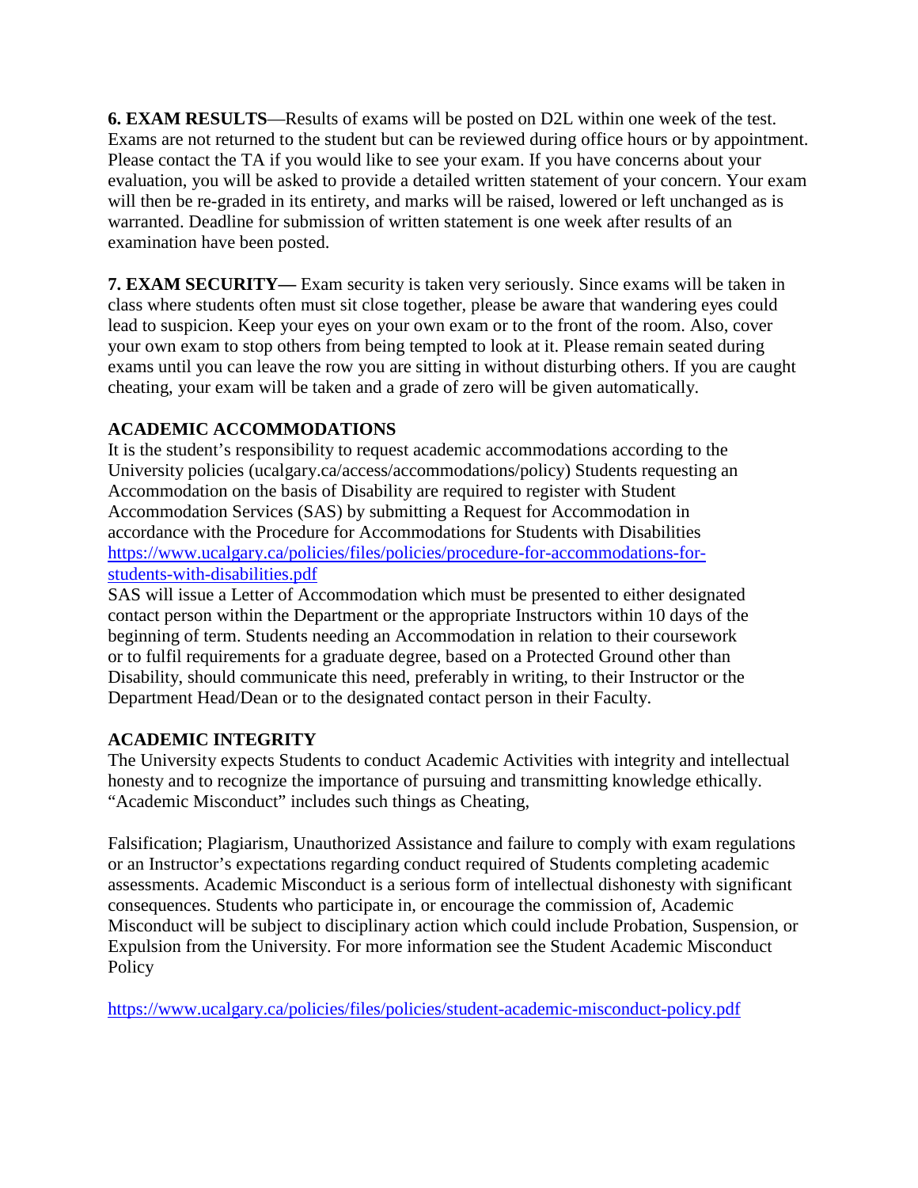**6. EXAM RESULTS**—Results of exams will be posted on D2L within one week of the test. Exams are not returned to the student but can be reviewed during office hours or by appointment. Please contact the TA if you would like to see your exam. If you have concerns about your evaluation, you will be asked to provide a detailed written statement of your concern. Your exam will then be re-graded in its entirety, and marks will be raised, lowered or left unchanged as is warranted. Deadline for submission of written statement is one week after results of an examination have been posted.

**7. EXAM SECURITY—** Exam security is taken very seriously. Since exams will be taken in class where students often must sit close together, please be aware that wandering eyes could lead to suspicion. Keep your eyes on your own exam or to the front of the room. Also, cover your own exam to stop others from being tempted to look at it. Please remain seated during exams until you can leave the row you are sitting in without disturbing others. If you are caught cheating, your exam will be taken and a grade of zero will be given automatically.

**ACADEMIC ACCOMMODATIONS**

It is the student's responsibility to request academic accommodations according to the University policies (ucalgary.ca/access/accommodations/policy) Students requesting an Accommodation on the basis of Disability are required to register with Student Accommodation Services (SAS) by submitting a Request for Accommodation in accordance with the Procedure for Accommodations for Students with Disabilities https://www.ucalgary.ca/policies/files/policies/procedure-for-accommodations-for-students-with-disabilities.pdf

SAS will issue a Letter of Accommodation which must be presented to either designated contact person within the Department or the appropriate Instructors within 10 days of the beginning of term. Students needing an Accommodation in relation to their coursework or to fulfil requirements for a graduate degree, based on a Protected Ground other than Disability, should communicate this need, preferably in writing, to their Instructor or the Department Head/Dean or to the designated contact person in their Faculty.

**ACADEMIC INTEGRITY**

The University expects Students to conduct Academic Activities with integrity and intellectual honesty and to recognize the importance of pursuing and transmitting knowledge ethically. "Academic Misconduct" includes such things as Cheating,

Falsification; Plagiarism, Unauthorized Assistance and failure to comply with exam regulations or an Instructor's expectations regarding conduct required of Students completing academic assessments. Academic Misconduct is a serious form of intellectual dishonesty with significant consequences. Students who participate in, or encourage the commission of, Academic Misconduct will be subject to disciplinary action which could include Probation, Suspension, or Expulsion from the University. For more information see the Student Academic Misconduct Policy

https://www.ucalgary.ca/policies/files/policies/student-academic-misconduct-policy.pdf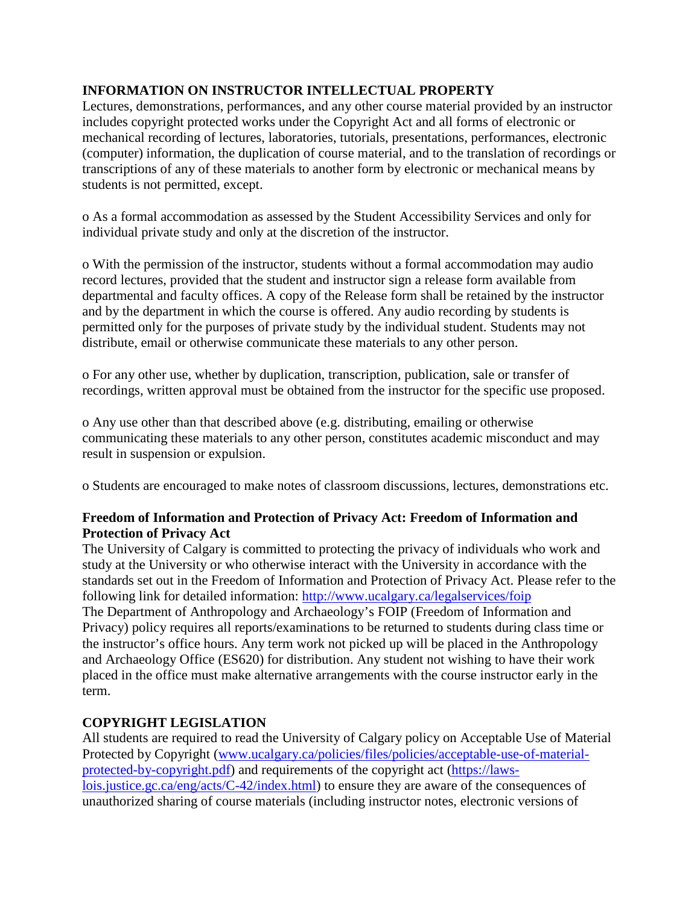## INFORMATION ON INSTRUCTOR INTELLECTUAL PROPERTY

Lectures, demonstrations, performances, and any other course material provided by an instructor includes copyright protected works under the Copyright Act and all forms of electronic or mechanical recording of lectures, laboratories, tutorials, presentations, performances, electronic (computer) information, the duplication of course material, and to the translation of recordings or transcriptions of any of these materials to another form by electronic or mechanical means by students is not permitted, except.

o As a formal accommodation as assessed by the Student Accessibility Services and only for individual private study and only at the discretion of the instructor.

o With the permission of the instructor, students without a formal accommodation may audio record lectures, provided that the student and instructor sign a release form available from departmental and faculty offices. A copy of the Release form shall be retained by the instructor and by the department in which the course is offered. Any audio recording by students is permitted only for the purposes of private study by the individual student. Students may not distribute, email or otherwise communicate these materials to any other person.

o For any other use, whether by duplication, transcription, publication, sale or transfer of recordings, written approval must be obtained from the instructor for the specific use proposed.

o Any use other than that described above (e.g. distributing, emailing or otherwise communicating these materials to any other person, constitutes academic misconduct and may result in suspension or expulsion.

o Students are encouraged to make notes of classroom discussions, lectures, demonstrations etc.

## Freedom of Information and Protection of Privacy Act: Freedom of Information and Protection of Privacy Act

The University of Calgary is committed to protecting the privacy of individuals who work and study at the University or who otherwise interact with the University in accordance with the standards set out in the Freedom of Information and Protection of Privacy Act. Please refer to the following link for detailed information: [http://www.ucalgary.ca/legalservices/foip](http://www.ucalgary.ca/legalservices/foip)
The Department of Anthropology and Archaeology's FOIP (Freedom of Information and Privacy) policy requires all reports/examinations to be returned to students during class time or the instructor's office hours. Any term work not picked up will be placed in the Anthropology and Archaeology Office (ES620) for distribution. Any student not wishing to have their work placed in the office must make alternative arrangements with the course instructor early in the term.

## COPYRIGHT LEGISLATION

All students are required to read the University of Calgary policy on Acceptable Use of Material Protected by Copyright ([www.ucalgary.ca/policies/files/policies/acceptable-use-of-material-protected-by-copyright.pdf](www.ucalgary.ca/policies/files/policies/acceptable-use-of-material-protected-by-copyright.pdf)) and requirements of the copyright act ([https://laws-lois.justice.gc.ca/eng/acts/C-42/index.html](https://laws-lois.justice.gc.ca/eng/acts/C-42/index.html)) to ensure they are aware of the consequences of unauthorized sharing of course materials (including instructor notes, electronic versions of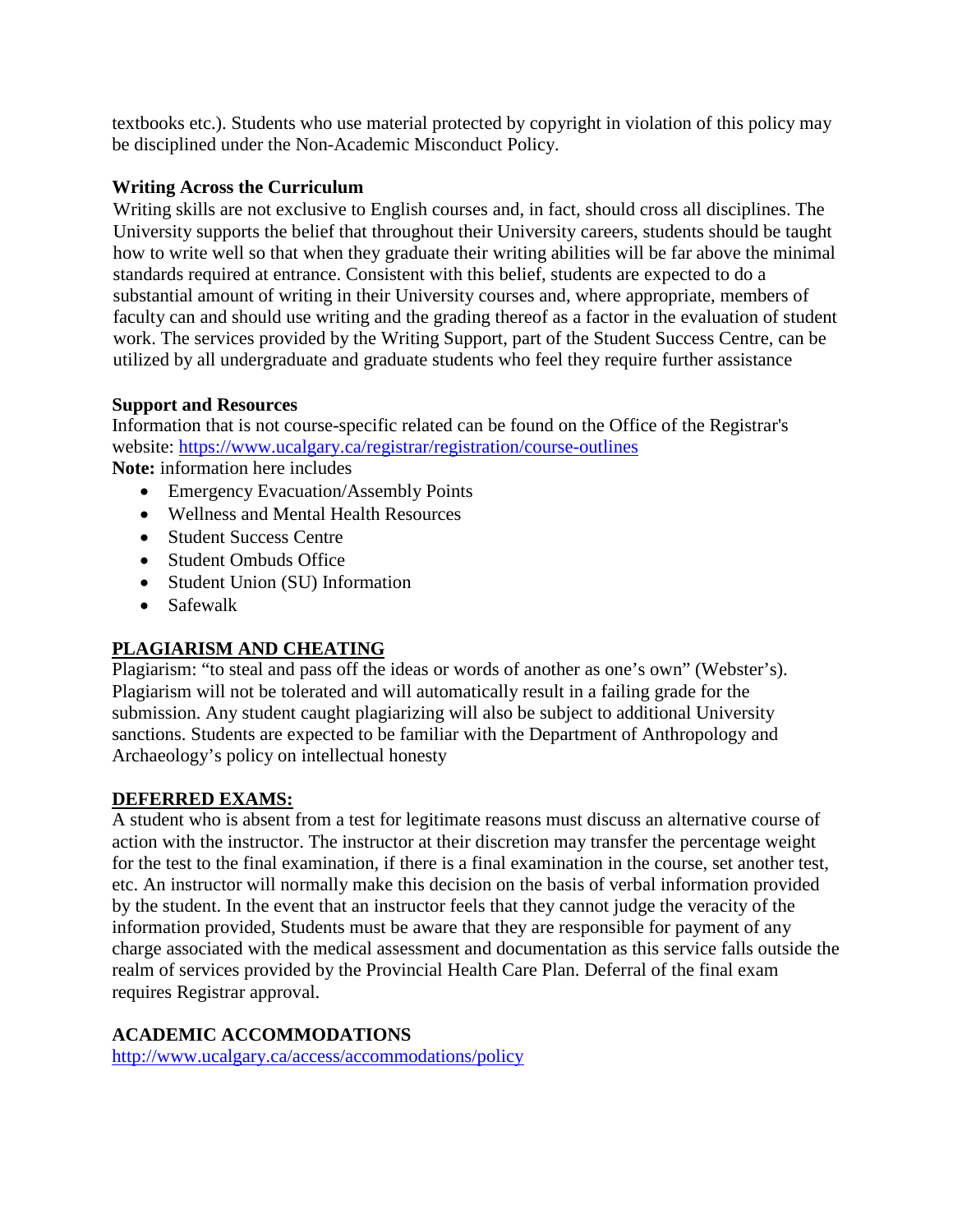textbooks etc.). Students who use material protected by copyright in violation of this policy may be disciplined under the Non-Academic Misconduct Policy.

**Writing Across the Curriculum**

Writing skills are not exclusive to English courses and, in fact, should cross all disciplines. The University supports the belief that throughout their University careers, students should be taught how to write well so that when they graduate their writing abilities will be far above the minimal standards required at entrance. Consistent with this belief, students are expected to do a substantial amount of writing in their University courses and, where appropriate, members of faculty can and should use writing and the grading thereof as a factor in the evaluation of student work. The services provided by the Writing Support, part of the Student Success Centre, can be utilized by all undergraduate and graduate students who feel they require further assistance

**Support and Resources**

Information that is not course-specific related can be found on the Office of the Registrar's website: [https://www.ucalgary.ca/registrar/registration/course-outlines](https://www.ucalgary.ca/registrar/registration/course-outlines)

**Note:** information here includes

- Emergency Evacuation/Assembly Points
- Wellness and Mental Health Resources
- Student Success Centre
- Student Ombuds Office
- Student Union (SU) Information
- Safewalk

## PLAGIARISM AND CHEATING

Plagiarism: "to steal and pass off the ideas or words of another as one's own" (Webster's). Plagiarism will not be tolerated and will automatically result in a failing grade for the submission. Any student caught plagiarizing will also be subject to additional University sanctions. Students are expected to be familiar with the Department of Anthropology and Archaeology's policy on intellectual honesty

## DEFERRED EXAMS:

A student who is absent from a test for legitimate reasons must discuss an alternative course of action with the instructor. The instructor at their discretion may transfer the percentage weight for the test to the final examination, if there is a final examination in the course, set another test, etc. An instructor will normally make this decision on the basis of verbal information provided by the student. In the event that an instructor feels that they cannot judge the veracity of the information provided, Students must be aware that they are responsible for payment of any charge associated with the medical assessment and documentation as this service falls outside the realm of services provided by the Provincial Health Care Plan. Deferral of the final exam requires Registrar approval.

## ACADEMIC ACCOMMODATIONS

[http://www.ucalgary.ca/access/accommodations/policy](http://www.ucalgary.ca/access/accommodations/policy)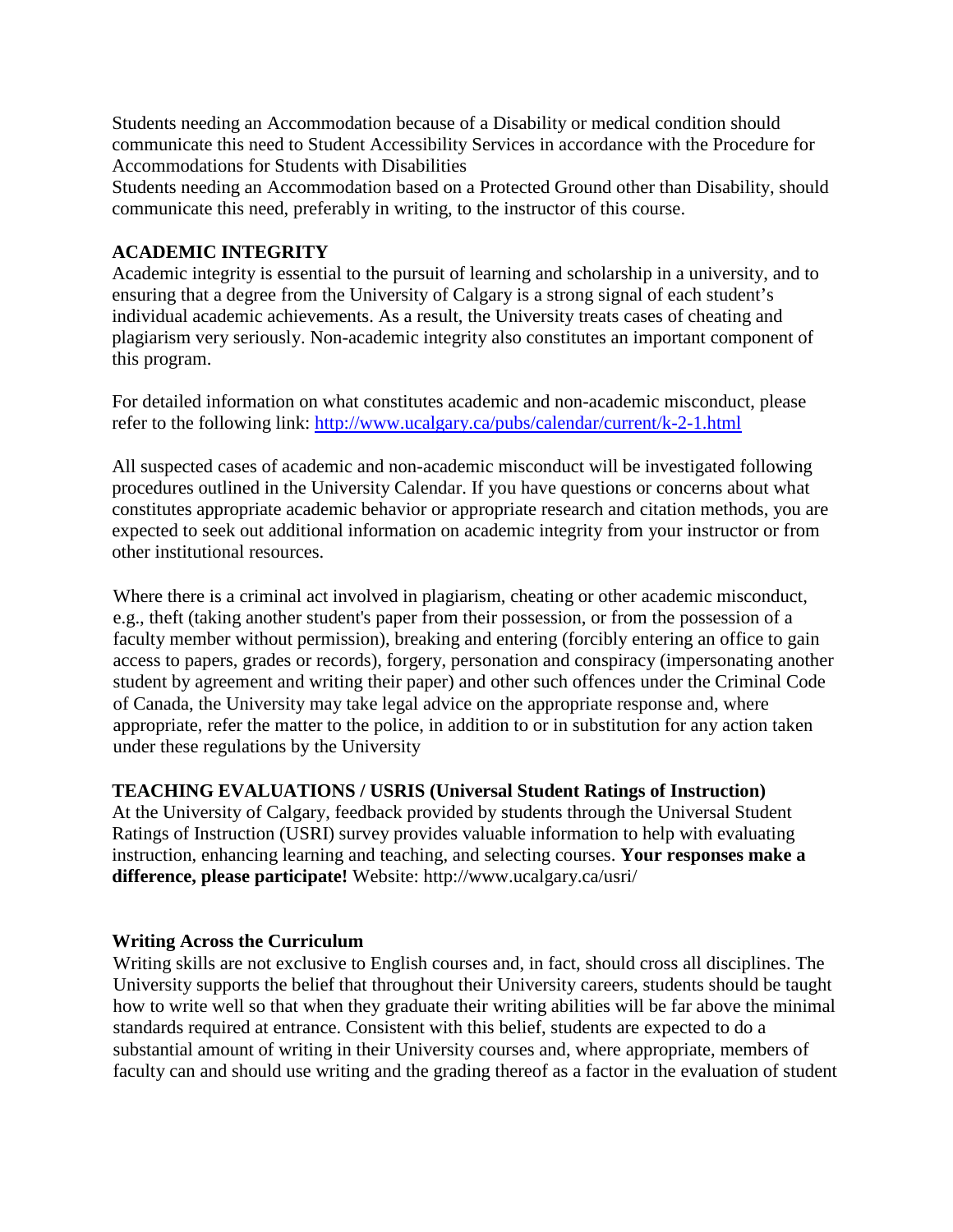Students needing an Accommodation because of a Disability or medical condition should communicate this need to Student Accessibility Services in accordance with the Procedure for Accommodations for Students with Disabilities
Students needing an Accommodation based on a Protected Ground other than Disability, should communicate this need, preferably in writing, to the instructor of this course.

**ACADEMIC INTEGRITY**
Academic integrity is essential to the pursuit of learning and scholarship in a university, and to ensuring that a degree from the University of Calgary is a strong signal of each student's individual academic achievements. As a result, the University treats cases of cheating and plagiarism very seriously. Non-academic integrity also constitutes an important component of this program.

For detailed information on what constitutes academic and non-academic misconduct, please refer to the following link: [http://www.ucalgary.ca/pubs/calendar/current/k-2-1.html](http://www.ucalgary.ca/pubs/calendar/current/k-2-1.html)

All suspected cases of academic and non-academic misconduct will be investigated following procedures outlined in the University Calendar. If you have questions or concerns about what constitutes appropriate academic behavior or appropriate research and citation methods, you are expected to seek out additional information on academic integrity from your instructor or from other institutional resources.

Where there is a criminal act involved in plagiarism, cheating or other academic misconduct, e.g., theft (taking another student's paper from their possession, or from the possession of a faculty member without permission), breaking and entering (forcibly entering an office to gain access to papers, grades or records), forgery, personation and conspiracy (impersonating another student by agreement and writing their paper) and other such offences under the Criminal Code of Canada, the University may take legal advice on the appropriate response and, where appropriate, refer the matter to the police, in addition to or in substitution for any action taken under these regulations by the University

**TEACHING EVALUATIONS / USRIS (Universal Student Ratings of Instruction)**
At the University of Calgary, feedback provided by students through the Universal Student Ratings of Instruction (USRI) survey provides valuable information to help with evaluating instruction, enhancing learning and teaching, and selecting courses. **Your responses make a difference, please participate!** Website: http://www.ucalgary.ca/usri/

**Writing Across the Curriculum**
Writing skills are not exclusive to English courses and, in fact, should cross all disciplines. The University supports the belief that throughout their University careers, students should be taught how to write well so that when they graduate their writing abilities will be far above the minimal standards required at entrance. Consistent with this belief, students are expected to do a substantial amount of writing in their University courses and, where appropriate, members of faculty can and should use writing and the grading thereof as a factor in the evaluation of student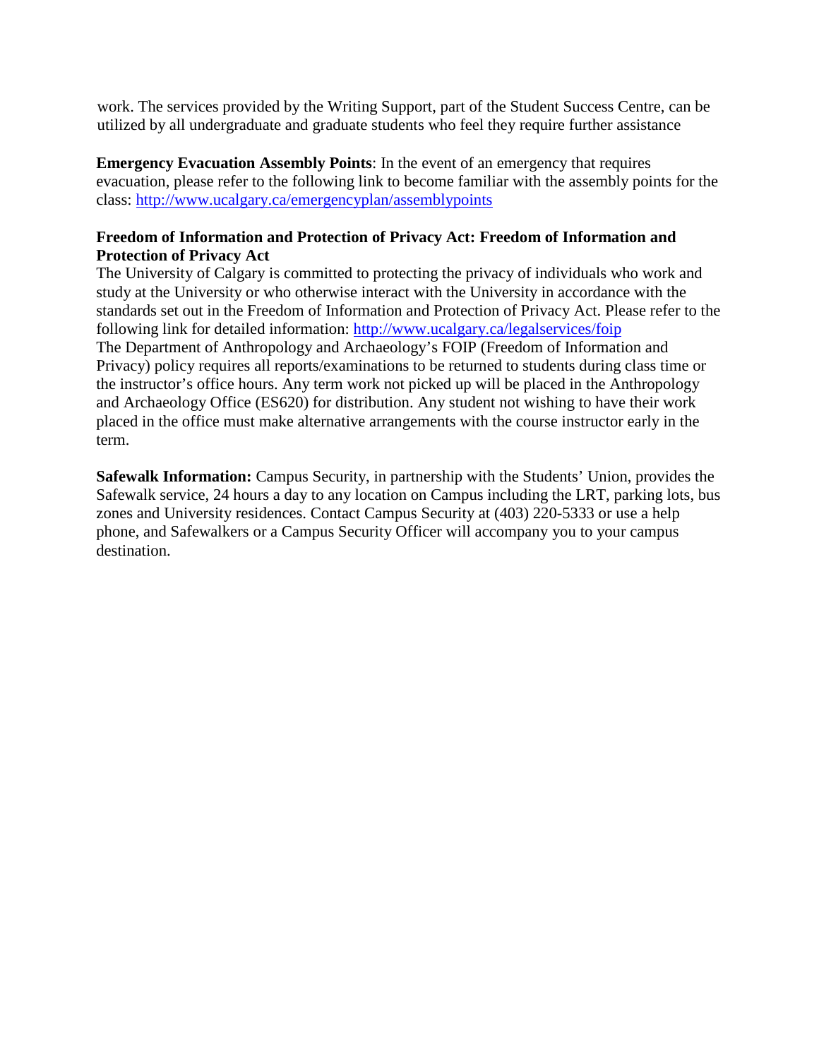work. The services provided by the Writing Support, part of the Student Success Centre, can be utilized by all undergraduate and graduate students who feel they require further assistance

**Emergency Evacuation Assembly Points**: In the event of an emergency that requires evacuation, please refer to the following link to become familiar with the assembly points for the class: http://www.ucalgary.ca/emergencyplan/assemblypoints

**Freedom of Information and Protection of Privacy Act: Freedom of Information and Protection of Privacy Act**

The University of Calgary is committed to protecting the privacy of individuals who work and study at the University or who otherwise interact with the University in accordance with the standards set out in the Freedom of Information and Protection of Privacy Act. Please refer to the following link for detailed information: http://www.ucalgary.ca/legalservices/foip

The Department of Anthropology and Archaeology's FOIP (Freedom of Information and Privacy) policy requires all reports/examinations to be returned to students during class time or the instructor's office hours. Any term work not picked up will be placed in the Anthropology and Archaeology Office (ES620) for distribution. Any student not wishing to have their work placed in the office must make alternative arrangements with the course instructor early in the term.

**Safewalk Information:** Campus Security, in partnership with the Students' Union, provides the Safewalk service, 24 hours a day to any location on Campus including the LRT, parking lots, bus zones and University residences. Contact Campus Security at (403) 220-5333 or use a help phone, and Safewalkers or a Campus Security Officer will accompany you to your campus destination.